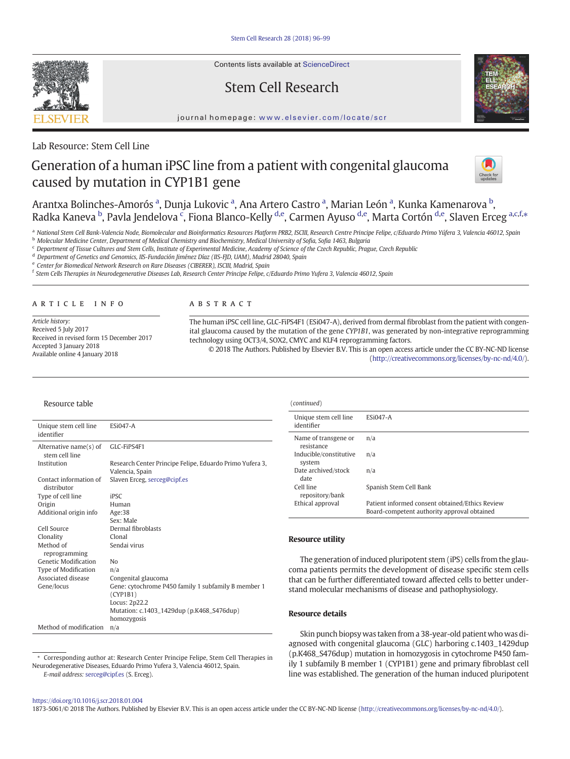Lab Resource: Stem Cell Line

# Generation of a human iPSC line from a patient with congenital glaucoma caused by mutation in CYP1B1 gene

Arantxa Bolinches-Amorós [a], Dunja Lukovic [a], Ana Artero Castro [a], Marian León [a], Kunka Kamenarova [b], Radka Kaneva [b], Pavla Jendelova [c], Fiona Blanco-Kelly [d,e], Carmen Ayuso [d,e], Marta Cortón [d,e], Slaven Erceg [a,c,f,*]

[a] National Stem Cell Bank-Valencia Node, Biomolecular and Bioinformatics Resources Platform PRB2, ISCIII, Research Centre Principe Felipe, c/Eduardo Primo Yúfera 3, Valencia 46012, Spain
[b] Molecular Medicine Center, Department of Medical Chemistry and Biochemistry, Medical University of Sofia, Sofia 1463, Bulgaria
[c] Department of Tissue Cultures and Stem Cells, Institute of Experimental Medicine, Academy of Science of the Czech Republic, Prague, Czech Republic
[d] Department of Genetics and Genomics, IIS-Fundación Jiménez Díaz (IIS-FJD, UAM), Madrid 28040, Spain
[e] Center for Biomedical Network Research on Rare Diseases (CIBERER), ISCIII, Madrid, Spain
[f] Stem Cells Therapies in Neurodegenerative Diseases Lab, Research Center Principe Felipe, c/Eduardo Primo Yufera 3, Valencia 46012, Spain

## ARTICLE INFO

*Article history:*
Received 5 July 2017
Received in revised form 15 December 2017
Accepted 3 January 2018
Available online 4 January 2018

## ABSTRACT

The human iPSC cell line, GLC-FiPS4F1 (ESi047-A), derived from dermal fibroblast from the patient with congenital glaucoma caused by the mutation of the gene *CYP1B1*, was generated by non-integrative reprogramming technology using OCT3/4, SOX2, CMYC and KLF4 reprogramming factors.

© 2018 The Authors. Published by Elsevier B.V. This is an open access article under the CC BY-NC-ND license (http://creativecommons.org/licenses/by-nc-nd/4.0/).

## Resource table

| Unique stem cell line identifier | ESi047-A |
|---|---|
| Alternative name(s) of stem cell line | GLC-FiPS4F1 |
| Institution | Research Center Principe Felipe, Eduardo Primo Yufera 3, Valencia, Spain |
| Contact information of distributor | Slaven Erceg, serceg@cipf.es |
| Type of cell line | iPSC |
| Origin | Human |
| Additional origin info | Age:38<br>Sex: Male |
| Cell Source | Dermal fibroblasts |
| Clonality | Clonal |
| Method of reprogramming | Sendai virus |
| Genetic Modification | No |
| Type of Modification | n/a |
| Associated disease | Congenital glaucoma |
| Gene/locus | Gene: cytochrome P450 family 1 subfamily B member 1 (CYP1B1)<br>Locus: 2p22.2<br>Mutation: c.1403_1429dup (p.K468_S476dup) homozygosis |
| Method of modification | n/a |
| Name of transgene or resistance | n/a |
| Inducible/constitutive system | n/a |
| Date archived/stock date | n/a |
| Cell line repository/bank | Spanish Stem Cell Bank |
| Ethical approval | Patient informed consent obtained/Ethics Review Board-competent authority approval obtained |

## Resource utility

The generation of induced pluripotent stem (iPS) cells from the glaucoma patients permits the development of disease specific stem cells that can be further differentiated toward affected cells to better understand molecular mechanisms of disease and pathophysiology.

## Resource details

Skin punch biopsy was taken from a 38-year-old patient who was diagnosed with congenital glaucoma (GLC) harboring c.1403_1429dup (p.K468_S476dup) mutation in homozygosis in cytochrome P450 family 1 subfamily B member 1 (CYP1B1) gene and primary fibroblast cell line was established. The generation of the human induced pluripotent

* Corresponding author at: Research Center Principe Felipe, Stem Cell Therapies in Neurodegenerative Diseases, Eduardo Primo Yufera 3, Valencia 46012, Spain.
*E-mail address:* serceg@cipf.es (S. Erceg).

https://doi.org/10.1016/j.scr.2018.01.004
1873-5061/© 2018 The Authors. Published by Elsevier B.V. This is an open access article under the CC BY-NC-ND license (http://creativecommons.org/licenses/by-nc-nd/4.0/).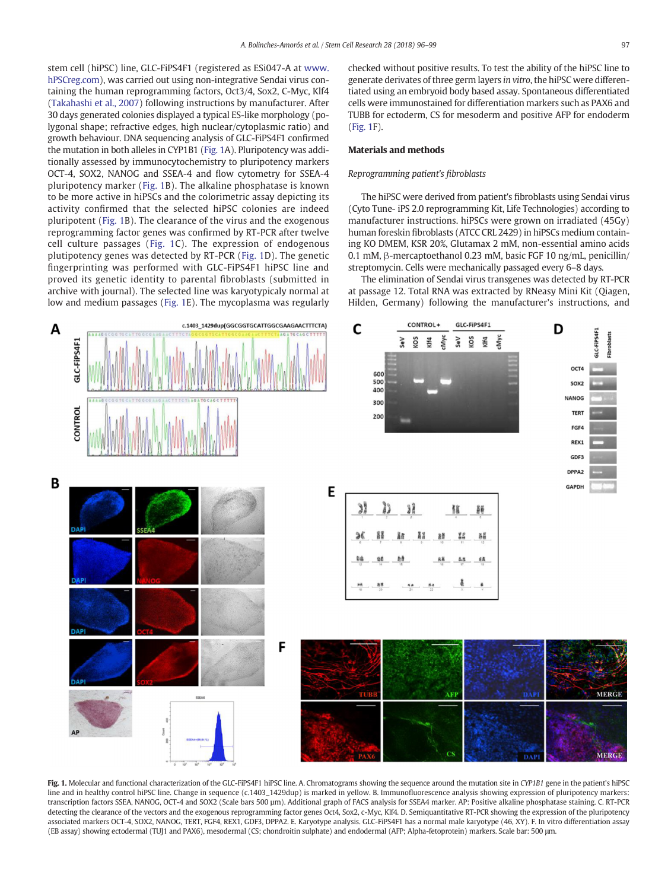stem cell (hiPSC) line, GLC-FiPS4F1 (registered as ESi047-A at www.hPSCreg.com), was carried out using non-integrative Sendai virus containing the human reprogramming factors, Oct3/4, Sox2, C-Myc, Klf4 (Takahashi et al., 2007) following instructions by manufacturer. After 30 days generated colonies displayed a typical ES-like morphology (polygonal shape; refractive edges, high nuclear/cytoplasmic ratio) and growth behaviour. DNA sequencing analysis of GLC-FiPS4F1 confirmed the mutation in both alleles in CYP1B1 (Fig. 1A). Pluripotency was additionally assessed by immunocytochemistry to pluripotency markers OCT-4, SOX2, NANOG and SSEA-4 and flow cytometry for SSEA-4 pluripotency marker (Fig. 1B). The alkaline phosphatase is known to be more active in hiPSCs and the colorimetric assay depicting its activity confirmed that the selected hiPSC colonies are indeed pluripotent (Fig. 1B). The clearance of the virus and the exogenous reprogramming factor genes was confirmed by RT-PCR after twelve cell culture passages (Fig. 1C). The expression of endogenous plutipotency genes was detected by RT-PCR (Fig. 1D). The genetic fingerprinting was performed with GLC-FiPS4F1 hiPSC line and proved its genetic identity to parental fibroblasts (submitted in archive with journal). The selected line was karyotypicaly normal at low and medium passages (Fig. 1E). The mycoplasma was regularly checked without positive results. To test the ability of the hiPSC line to generate derivates of three germ layers *in vitro*, the hiPSC were differentiated using an embryoid body based assay. Spontaneous differentiated cells were immunostained for differentiation markers such as PAX6 and TUBB for ectoderm, CS for mesoderm and positive AFP for endoderm (Fig. 1F).

## Materials and methods

### *Reprogramming patient's fibroblasts*

The hiPSC were derived from patient's fibroblasts using Sendai virus (Cyto Tune- iPS 2.0 reprogramming Kit, Life Technologies) according to manufacturer instructions. hiPSCs were grown on irradiated (45Gy) human foreskin fibroblasts (ATCC CRL 2429) in hiPSCs medium containing KO DMEM, KSR 20%, Glutamax 2 mM, non-essential amino acids 0.1 mM, β-mercaptoethanol 0.23 mM, basic FGF 10 ng/mL, penicillin/streptomycin. Cells were mechanically passaged every 6–8 days.

The elimination of Sendai virus transgenes was detected by RT-PCR at passage 12. Total RNA was extracted by RNeasy Mini Kit (Qiagen, Hilden, Germany) following the manufacturer's instructions, and

**Fig. 1.** Molecular and functional characterization of the GLC-FiPS4F1 hiPSC line. A. Chromatograms showing the sequence around the mutation site in *CYP1B1* gene in the patient's hiPSC line and in healthy control hiPSC line. Change in sequence (c.1403_1429dup) is marked in yellow. B. Immunofluorescence analysis showing expression of pluripotency markers: transcription factors SSEA, NANOG, OCT-4 and SOX2 (Scale bars 500 μm). Additional graph of FACS analysis for SSEA4 marker. AP: Positive alkaline phosphatase staining. C. RT-PCR detecting the clearance of the vectors and the exogenous reprogramming factor genes Oct4, Sox2, c-Myc, Klf4. D. Semiquantitative RT-PCR showing the expression of the pluripotency associated markers OCT-4, SOX2, NANOG, TERT, FGF4, REX1, GDF3, DPPA2. E. Karyotype analysis. GLC-FiPS4F1 has a normal male karyotype (46, XY). F. In vitro differentiation assay (EB assay) showing ectodermal (TUJ1 and PAX6), mesodermal (CS; chondroitin sulphate) and endodermal (AFP; Alpha-fetoprotein) markers. Scale bar: 500 μm.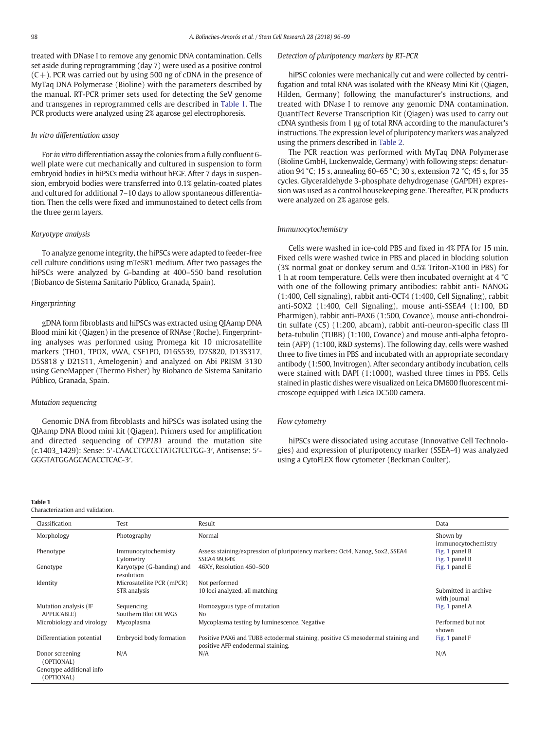treated with DNase I to remove any genomic DNA contamination. Cells set aside during reprogramming (day 7) were used as a positive control (C+). PCR was carried out by using 500 ng of cDNA in the presence of MyTaq DNA Polymerase (Bioline) with the parameters described by the manual. RT-PCR primer sets used for detecting the SeV genome and transgenes in reprogrammed cells are described in Table 1. The PCR products were analyzed using 2% agarose gel electrophoresis.

### *In vitro differentiation assay*

For *in vitro* differentiation assay the colonies from a fully confluent 6-well plate were cut mechanically and cultured in suspension to form embryoid bodies in hiPSCs media without bFGF. After 7 days in suspension, embryoid bodies were transferred into 0.1% gelatin-coated plates and cultured for additional 7–10 days to allow spontaneous differentiation. Then the cells were fixed and immunostained to detect cells from the three germ layers.

### *Karyotype analysis*

To analyze genome integrity, the hiPSCs were adapted to feeder-free cell culture conditions using mTeSR1 medium. After two passages the hiPSCs were analyzed by G-banding at 400–550 band resolution (Biobanco de Sistema Sanitario Público, Granada, Spain).

### *Fingerprinting*

gDNA form fibroblasts and hiPSCs was extracted using QIAmp DNA Blood mini kit (Qiagen) in the presence of RNAse (Roche). Fingerprinting analyses was performed using Promega kit 10 microsatellite markers (TH01, TPOX, vWA, CSF1PO, D16S539, D7S820, D13S317, D5S818 y D21S11, Amelogenin) and analyzed on Abi PRISM 3130 using GeneMapper (Thermo Fisher) by Biobanco de Sistema Sanitario Público, Granada, Spain.

### *Mutation sequencing*

Genomic DNA from fibroblasts and hiPSCs was isolated using the QIAmp DNA Blood mini kit (Qiagen). Primers used for amplification and directed sequencing of *CYP1B1* around the mutation site (c.1403_1429): Sense: 5′-CAACCTGCCCTATGTCCTGG-3′, Antisense: 5′-GGGTATGGAGCACACCTCAC-3′.

### *Detection of pluripotency markers by RT-PCR*

hiPSC colonies were mechanically cut and were collected by centrifugation and total RNA was isolated with the RNeasy Mini Kit (Qiagen, Hilden, Germany) following the manufacturer's instructions, and treated with DNase I to remove any genomic DNA contamination. QuantiTect Reverse Transcription Kit (Qiagen) was used to carry out cDNA synthesis from 1 μg of total RNA according to the manufacturer's instructions. The expression level of pluripotency markers was analyzed using the primers described in Table 2.

The PCR reaction was performed with MyTaq DNA Polymerase (Bioline GmbH, Luckenwalde, Germany) with following steps: denaturation 94 °C; 15 s, annealing 60–65 °C; 30 s, extension 72 °C; 45 s, for 35 cycles. Glyceraldehyde 3-phosphate dehydrogenase (GAPDH) expression was used as a control housekeeping gene. Thereafter, PCR products were analyzed on 2% agarose gels.

### *Immunocytochemistry*

Cells were washed in ice-cold PBS and fixed in 4% PFA for 15 min. Fixed cells were washed twice in PBS and placed in blocking solution (3% normal goat or donkey serum and 0.5% Triton-X100 in PBS) for 1 h at room temperature. Cells were then incubated overnight at 4 °C with one of the following primary antibodies: rabbit anti- NANOG (1:400, Cell signaling), rabbit anti-OCT4 (1:400, Cell Signaling), rabbit anti-SOX2 (1:400, Cell Signaling), mouse anti-SSEA4 (1:100, BD Pharmigen), rabbit anti-PAX6 (1:500, Covance), mouse anti-chondroitin sulfate (CS) (1:200, abcam), rabbit anti-neuron-specific class III beta-tubulin (TUBB) (1:100, Covance) and mouse anti-alpha fetoprotein (AFP) (1:100, R&D systems). The following day, cells were washed three to five times in PBS and incubated with an appropriate secondary antibody (1:500, Invitrogen). After secondary antibody incubation, cells were stained with DAPI (1:1000), washed three times in PBS. Cells stained in plastic dishes were visualized on Leica DM600 fluorescent microscope equipped with Leica DC500 camera.

### *Flow cytometry*

hiPSCs were dissociated using accutase (Innovative Cell Technologies) and expression of pluripotency marker (SSEA-4) was analyzed using a CytoFLEX flow cytometer (Beckman Coulter).

**Table 1**
Characterization and validation.

| Classification | Test | Result | Data |
|---|---|---|---|
| Morphology | Photography | Normal | Shown by immunocytochemistry |
| Phenotype | Immunocytochemistry | Assess staining/expression of pluripotency markers: Oct4, Nanog, Sox2, SSEA4 | Fig. 1 panel B |
| | Cytometry | SSEA4 99,84% | Fig. 1 panel B |
| Genotype | Karyotype (G-banding) and resolution | 46XY, Resolution 450–500 | Fig. 1 panel E |
| Identity | Microsatellite PCR (mPCR) | Not performed | |
| | STR analysis | 10 loci analyzed, all matching | Submitted in archive with journal |
| Mutation analysis (IF APPLICABLE) | Sequencing | Homozygous type of mutation | Fig. 1 panel A |
| | Southern Blot OR WGS | No | |
| Microbiology and virology | Mycoplasma | Mycoplasma testing by luminescence. Negative | Performed but not shown |
| Differentiation potential | Embryoid body formation | Positive PAX6 and TUBB ectodermal staining, positive CS mesodermal staining and positive AFP endodermal staining. | Fig. 1 panel F |
| Donor screening (OPTIONAL) | N/A | N/A | N/A |
| Genotype additional info (OPTIONAL) | | | |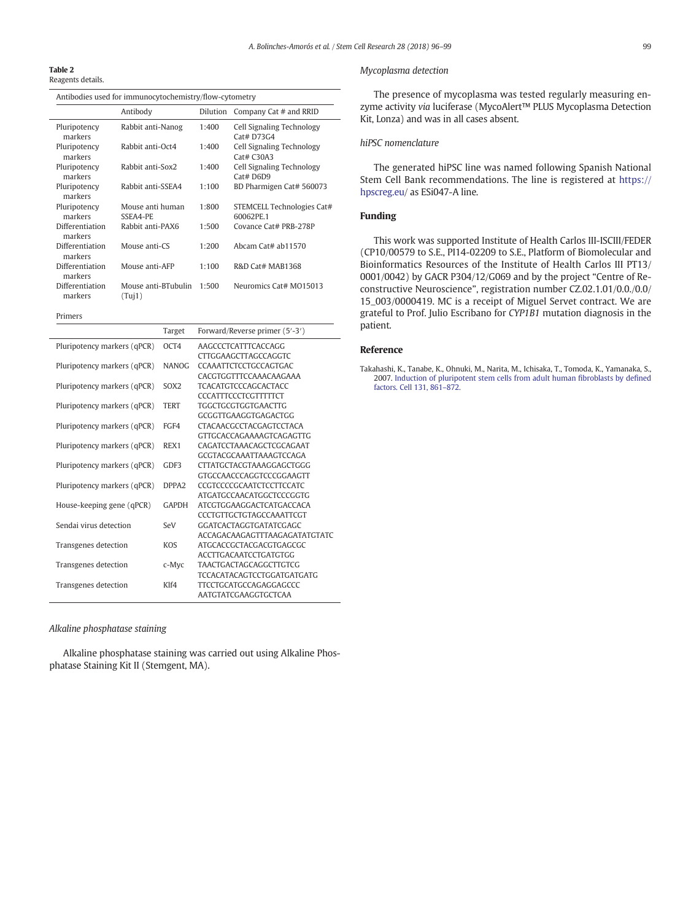**Table 2**
Reagents details.

Antibodies used for immunocytochemistry/flow-cytometry

| | Antibody | Dilution | Company Cat # and RRID |
|---|---|---|---|
| Pluripotency markers | Rabbit anti-Nanog | 1:400 | Cell Signaling Technology Cat# D73G4 |
| Pluripotency markers | Rabbit anti-Oct4 | 1:400 | Cell Signaling Technology Cat# C30A3 |
| Pluripotency markers | Rabbit anti-Sox2 | 1:400 | Cell Signaling Technology Cat# D6D9 |
| Pluripotency markers | Rabbit anti-SSEA4 | 1:100 | BD Pharmigen Cat# 560073 |
| Pluripotency markers | Mouse anti human SSEA4-PE | 1:800 | STEMCELL Technologies Cat# 60062PE.1 |
| Differentiation markers | Rabbit anti-PAX6 | 1:500 | Covance Cat# PRB-278P |
| Differentiation markers | Mouse anti-CS | 1:200 | Abcam Cat# ab11570 |
| Differentiation markers | Mouse anti-AFP | 1:100 | R&D Cat# MAB1368 |
| Differentiation markers | Mouse anti-BTubulin (Tuj1) | 1:500 | Neuromics Cat# MO15013 |

Primers

| | Target | Forward/Reverse primer (5′-3′) |
|---|---|---|
| Pluripotency markers (qPCR) | OCT4 | AAGCCCTCATTTCACCAGG<br>CTTGGAAGCTTAGCCAGGTC |
| Pluripotency markers (qPCR) | NANOG | CCAAATTCTCCTGCCAGTGAC<br>CACGTGGTTTCCAAACAAGAAA |
| Pluripotency markers (qPCR) | SOX2 | TCACATGTCCCAGCACTACC<br>CCCATTTCCCTCGTTTTTCT |
| Pluripotency markers (qPCR) | TERT | TGGCTGCGTGGTGAACTTG<br>GCGGTTGAAGGTGAGACTGG |
| Pluripotency markers (qPCR) | FGF4 | CTACAACGCCTACGAGTCCTACA<br>GTTGCACCAGAAAAGTCAGAGTTG |
| Pluripotency markers (qPCR) | REX1 | CAGATCCTAAACAGCTCGCAGAAT<br>GCGTACGCAAATTAAAGTCCAGA |
| Pluripotency markers (qPCR) | GDF3 | CTTATGCTACGTAAAGGAGCTGGG<br>GTGCCAACCCAGGTCCCGGAAGTT |
| Pluripotency markers (qPCR) | DPPA2 | CCGTCCCCGCAATCTCCTTCCATC<br>ATGATGCCAACATGGCTCCCGGTG |
| House-keeping gene (qPCR) | GAPDH | ATCGTGGAAGGACTCATGACCACA<br>CCCTGTTGCTGTAGCCAAATTCGT |
| Sendai virus detection | SeV | GGATCACTAGGTGATATCGAGC<br>ACCAGACAAGAGTTTAAGAGATATGTATC |
| Transgenes detection | KOS | ATGCACCGCTACGACGTGAGCGC<br>ACCTTGACAATCCTGATGTGG |
| Transgenes detection | c-Myc | TAACTGACTAGCAGGCTTGTCG<br>TCCACATACAGTCCTGGATGATGATG |
| Transgenes detection | Klf4 | TTCCTGCATGCCAGAGGAGCCC<br>AATGTATCGAAGGTGCTCAA |

### *Alkaline phosphatase staining*

Alkaline phosphatase staining was carried out using Alkaline Phosphatase Staining Kit II (Stemgent, MA).

### *Mycoplasma detection*

The presence of mycoplasma was tested regularly measuring enzyme activity *via* luciferase (MycoAlert™ PLUS Mycoplasma Detection Kit, Lonza) and was in all cases absent.

### *hiPSC nomenclature*

The generated hiPSC line was named following Spanish National Stem Cell Bank recommendations. The line is registered at https://hpscreg.eu/ as ESi047-A line.

## Funding

This work was supported Institute of Health Carlos III-ISCIII/FEDER (CP10/00579 to S.E., PI14-02209 to S.E., Platform of Biomolecular and Bioinformatics Resources of the Institute of Health Carlos III PT13/0001/0042) by GACR P304/12/G069 and by the project "Centre of Reconstructive Neuroscience", registration number CZ.02.1.01/0.0./0.0/15_003/0000419. MC is a receipt of Miguel Servet contract. We are grateful to Prof. Julio Escribano for *CYP1B1* mutation diagnosis in the patient.

## Reference

Takahashi, K., Tanabe, K., Ohnuki, M., Narita, M., Ichisaka, T., Tomoda, K., Yamanaka, S., 2007. Induction of pluripotent stem cells from adult human fibroblasts by defined factors. Cell 131, 861–872.